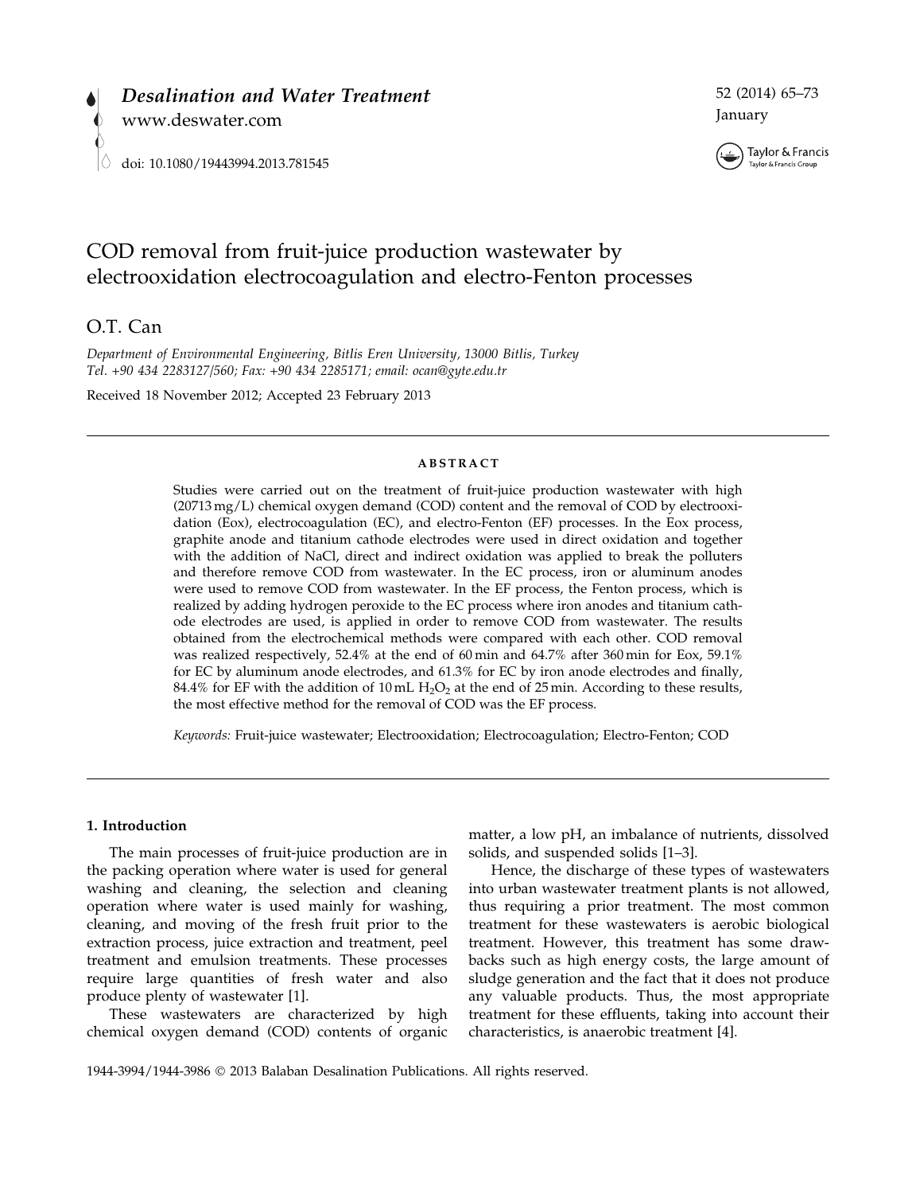# COD removal from fruit-juice production wastewater by electrooxidation electrocoagulation and electro-Fenton processes

O.T. Can

*Department of Environmental Engineering, Bitlis Eren University, 13000 Bitlis, Turkey*
*Tel. +90 434 2283127/560; Fax: +90 434 2285171; email: ocan@gyte.edu.tr*

Received 18 November 2012; Accepted 23 February 2013

## ABSTRACT

Studies were carried out on the treatment of fruit-juice production wastewater with high (20713 mg/L) chemical oxygen demand (COD) content and the removal of COD by electrooxidation (Eox), electrocoagulation (EC), and electro-Fenton (EF) processes. In the Eox process, graphite anode and titanium cathode electrodes were used in direct oxidation and together with the addition of NaCl, direct and indirect oxidation was applied to break the polluters and therefore remove COD from wastewater. In the EC process, iron or aluminum anodes were used to remove COD from wastewater. In the EF process, the Fenton process, which is realized by adding hydrogen peroxide to the EC process where iron anodes and titanium cathode electrodes are used, is applied in order to remove COD from wastewater. The results obtained from the electrochemical methods were compared with each other. COD removal was realized respectively, 52.4% at the end of 60 min and 64.7% after 360 min for Eox, 59.1% for EC by aluminum anode electrodes, and 61.3% for EC by iron anode electrodes and finally, 84.4% for EF with the addition of 10 mL $H_2O_2$ at the end of 25 min. According to these results, the most effective method for the removal of COD was the EF process.

*Keywords:* Fruit-juice wastewater; Electrooxidation; Electrocoagulation; Electro-Fenton; COD

## 1. Introduction

The main processes of fruit-juice production are in the packing operation where water is used for general washing and cleaning, the selection and cleaning operation where water is used mainly for washing, cleaning, and moving of the fresh fruit prior to the extraction process, juice extraction and treatment, peel treatment and emulsion treatments. These processes require large quantities of fresh water and also produce plenty of wastewater [1].

These wastewaters are characterized by high chemical oxygen demand (COD) contents of organic matter, a low pH, an imbalance of nutrients, dissolved solids, and suspended solids [1–3].

Hence, the discharge of these types of wastewaters into urban wastewater treatment plants is not allowed, thus requiring a prior treatment. The most common treatment for these wastewaters is aerobic biological treatment. However, this treatment has some drawbacks such as high energy costs, the large amount of sludge generation and the fact that it does not produce any valuable products. Thus, the most appropriate treatment for these effluents, taking into account their characteristics, is anaerobic treatment [4].

1944-3994/1944-3986 © 2013 Balaban Desalination Publications. All rights reserved.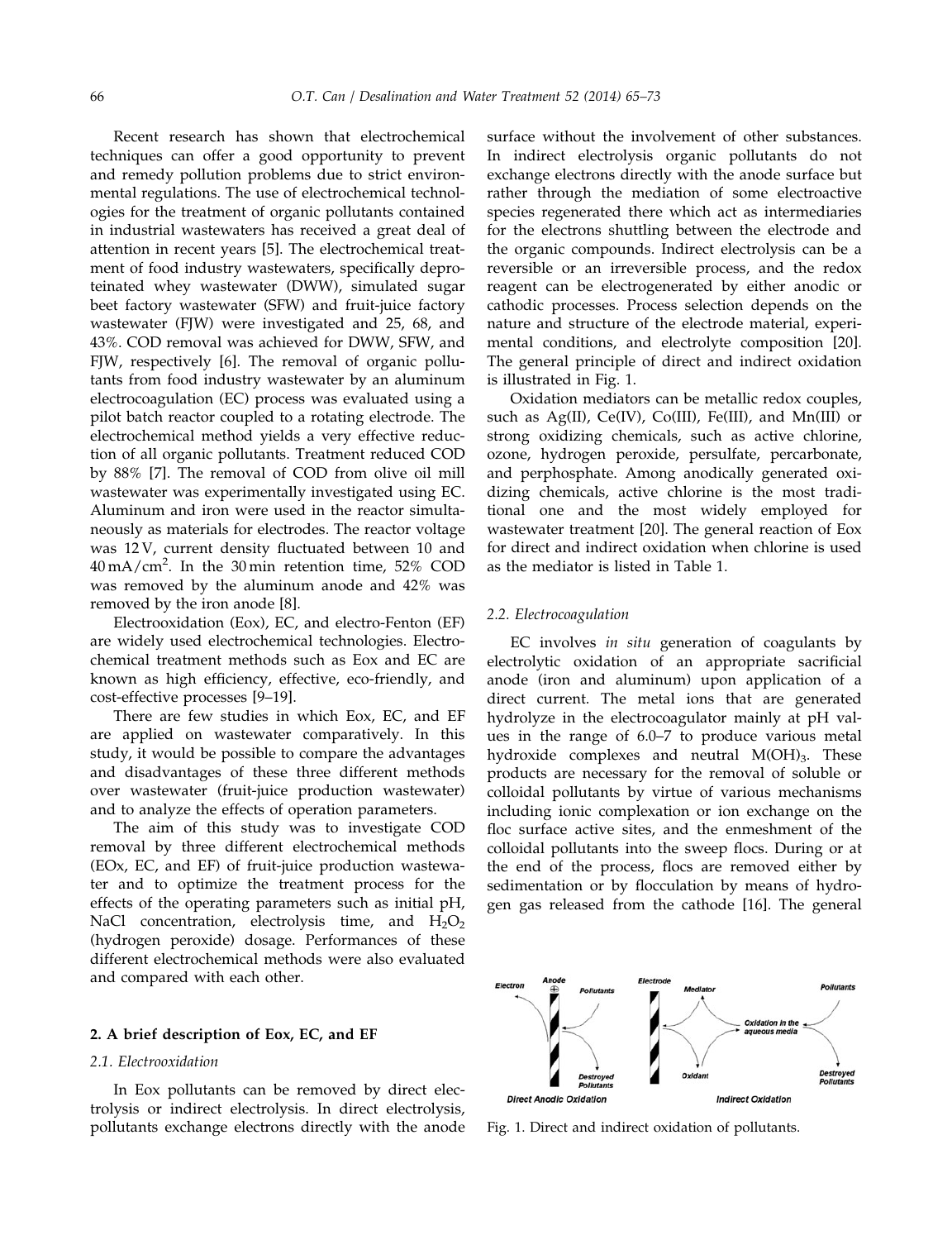Recent research has shown that electrochemical techniques can offer a good opportunity to prevent and remedy pollution problems due to strict environmental regulations. The use of electrochemical technologies for the treatment of organic pollutants contained in industrial wastewaters has received a great deal of attention in recent years [5]. The electrochemical treatment of food industry wastewaters, specifically deproteinated whey wastewater (DWW), simulated sugar beet factory wastewater (SFW) and fruit-juice factory wastewater (FJW) were investigated and 25, 68, and 43%. COD removal was achieved for DWW, SFW, and FJW, respectively [6]. The removal of organic pollutants from food industry wastewater by an aluminum electrocoagulation (EC) process was evaluated using a pilot batch reactor coupled to a rotating electrode. The electrochemical method yields a very effective reduction of all organic pollutants. Treatment reduced COD by 88% [7]. The removal of COD from olive oil mill wastewater was experimentally investigated using EC. Aluminum and iron were used in the reactor simultaneously as materials for electrodes. The reactor voltage was 12 V, current density fluctuated between 10 and 40 mA/cm$^2$. In the 30 min retention time, 52% COD was removed by the aluminum anode and 42% was removed by the iron anode [8].

Electrooxidation (Eox), EC, and electro-Fenton (EF) are widely used electrochemical technologies. Electrochemical treatment methods such as Eox and EC are known as high efficiency, effective, eco-friendly, and cost-effective processes [9–19].

There are few studies in which Eox, EC, and EF are applied on wastewater comparatively. In this study, it would be possible to compare the advantages and disadvantages of these three different methods over wastewater (fruit-juice production wastewater) and to analyze the effects of operation parameters.

The aim of this study was to investigate COD removal by three different electrochemical methods (EOx, EC, and EF) of fruit-juice production wastewater and to optimize the treatment process for the effects of the operating parameters such as initial pH, NaCl concentration, electrolysis time, and $H_2O_2$ (hydrogen peroxide) dosage. Performances of these different electrochemical methods were also evaluated and compared with each other.

## 2. A brief description of Eox, EC, and EF

### 2.1. Electrooxidation

In Eox pollutants can be removed by direct electrolysis or indirect electrolysis. In direct electrolysis, pollutants exchange electrons directly with the anode surface without the involvement of other substances. In indirect electrolysis organic pollutants do not exchange electrons directly with the anode surface but rather through the mediation of some electroactive species regenerated there which act as intermediaries for the electrons shuttling between the electrode and the organic compounds. Indirect electrolysis can be a reversible or an irreversible process, and the redox reagent can be electrogenerated by either anodic or cathodic processes. Process selection depends on the nature and structure of the electrode material, experimental conditions, and electrolyte composition [20]. The general principle of direct and indirect oxidation is illustrated in Fig. 1.

Oxidation mediators can be metallic redox couples, such as Ag(II), Ce(IV), Co(III), Fe(III), and Mn(III) or strong oxidizing chemicals, such as active chlorine, ozone, hydrogen peroxide, persulfate, percarbonate, and perphosphate. Among anodically generated oxidizing chemicals, active chlorine is the most traditional one and the most widely employed for wastewater treatment [20]. The general reaction of Eox for direct and indirect oxidation when chlorine is used as the mediator is listed in Table 1.

### 2.2. Electrocoagulation

EC involves *in situ* generation of coagulants by electrolytic oxidation of an appropriate sacrificial anode (iron and aluminum) upon application of a direct current. The metal ions that are generated hydrolyze in the electrocoagulator mainly at pH values in the range of 6.0–7 to produce various metal hydroxide complexes and neutral $M(OH)_3$. These products are necessary for the removal of soluble or colloidal pollutants by virtue of various mechanisms including ionic complexation or ion exchange on the floc surface active sites, and the enmeshment of the colloidal pollutants into the sweep flocs. During or at the end of the process, flocs are removed either by sedimentation or by flocculation by means of hydrogen gas released from the cathode [16]. The general

Fig. 1. Direct and indirect oxidation of pollutants.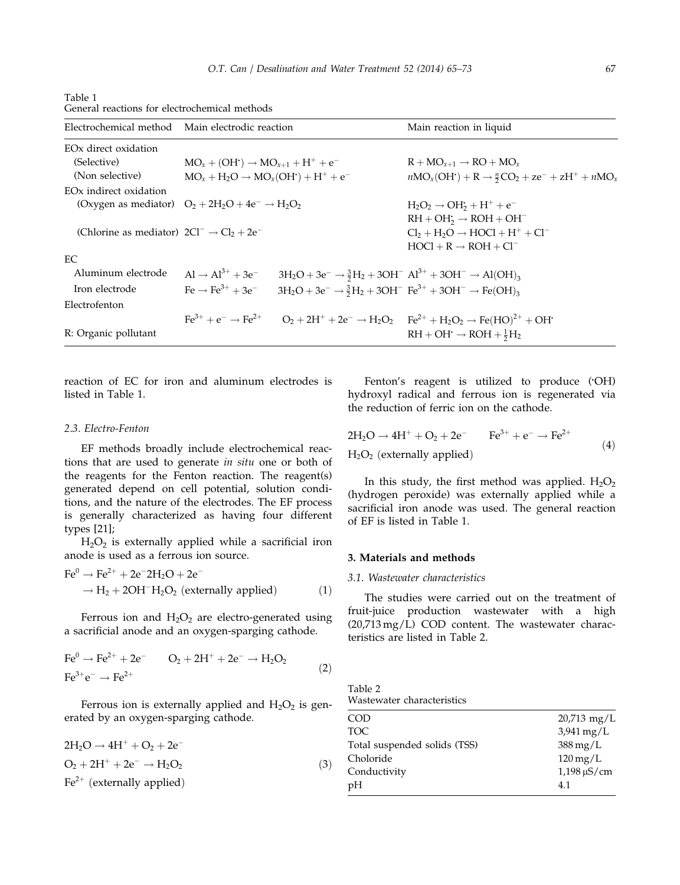Table 1
General reactions for electrochemical methods

| Electrochemical method | Main electrodic reaction | | Main reaction in liquid |
|---|---|---|---|
| EOx direct oxidation | | | |
| (Selective) | $MO_x + (OH^{\cdot}) \rightarrow MO_{x+1} + H^+ + e^-$ | | $R + MO_{x+1} \rightarrow RO + MO_x$ |
| (Non selective) | $MO_x + H_2O \rightarrow MO_x(OH^{\cdot}) + H^+ + e^-$ | | $nMO_x(OH^{\cdot}) + R \rightarrow \frac{n}{2}CO_2 + ze^- + zH^+ + nMO_x$ |
| EOx indirect oxidation | | | |
| (Oxygen as mediator) | $O_2 + 2H_2O + 4e^- \rightarrow H_2O_2$ | | $H_2O_2 \rightarrow OH_2^{\cdot} + H^+ + e^-$ |
| | | | $RH + OH_2^{\cdot} \rightarrow ROH + OH^-$ |
| (Chlorine as mediator) | $2Cl^- \rightarrow Cl_2 + 2e^-$ | | $Cl_2 + H_2O \rightarrow HOCl + H^+ + Cl^-$ |
| | | | $HOCl + R \rightarrow ROH + Cl^-$ |
| EC | | | |
| Aluminum electrode | $Al \rightarrow Al^{3+} + 3e^-$ | $3H_2O + 3e^- \rightarrow \frac{3}{2}H_2 + 3OH^-$ | $Al^{3+} + 3OH^- \rightarrow Al(OH)_3$ |
| Iron electrode | $Fe \rightarrow Fe^{3+} + 3e^-$ | $3H_2O + 3e^- \rightarrow \frac{3}{2}H_2 + 3OH^-$ | $Fe^{3+} + 3OH^- \rightarrow Fe(OH)_3$ |
| Electrofenton | | | |
| | $Fe^{3+} + e^- \rightarrow Fe^{2+}$ | $O_2 + 2H^+ + 2e^- \rightarrow H_2O_2$ | $Fe^{2+} + H_2O_2 \rightarrow Fe(HO)^{2+} + OH^{\cdot}$ |
| R: Organic pollutant | | | $RH + OH^{\cdot} \rightarrow ROH + \frac{1}{2}H_2$ |

reaction of EC for iron and aluminum electrodes is listed in Table 1.

### 2.3. Electro-Fenton

EF methods broadly include electrochemical reactions that are used to generate *in situ* one or both of the reagents for the Fenton reaction. The reagent(s) generated depend on cell potential, solution conditions, and the nature of the electrodes. The EF process is generally characterized as having four different types [21];

$H_2O_2$ is externally applied while a sacrificial iron anode is used as a ferrous ion source.

$$Fe^0 \rightarrow Fe^{2+} + 2e^- 2H_2O + 2e^- \rightarrow H_2 + 2OH^- H_2O_2 \text{ (externally applied)} \quad (1)$$

Ferrous ion and $H_2O_2$ are electro-generated using a sacrificial anode and an oxygen-sparging cathode.

$$Fe^0 \rightarrow Fe^{2+} + 2e^- \qquad O_2 + 2H^+ + 2e^- \rightarrow H_2O_2 \qquad Fe^{3+} e^- \rightarrow Fe^{2+} \quad (2)$$

Ferrous ion is externally applied and $H_2O_2$ is generated by an oxygen-sparging cathode.

$$2H_2O \rightarrow 4H^+ + O_2 + 2e^- \qquad O_2 + 2H^+ + 2e^- \rightarrow H_2O_2 \qquad Fe^{2+} \text{ (externally applied)} \quad (3)$$

Fenton's reagent is utilized to produce ($^{\cdot}OH$) hydroxyl radical and ferrous ion is regenerated via the reduction of ferric ion on the cathode.

$$2H_2O \rightarrow 4H^+ + O_2 + 2e^- \qquad Fe^{3+} + e^- \rightarrow Fe^{2+} \qquad H_2O_2 \text{ (externally applied)} \quad (4)$$

In this study, the first method was applied. $H_2O_2$ (hydrogen peroxide) was externally applied while a sacrificial iron anode was used. The general reaction of EF is listed in Table 1.

## 3. Materials and methods

### 3.1. Wastewater characteristics

The studies were carried out on the treatment of fruit-juice production wastewater with a high (20,713 mg/L) COD content. The wastewater characteristics are listed in Table 2.

Table 2
Wastewater characteristics

| | |
|---|---|
| COD | 20,713 mg/L |
| TOC | 3,941 mg/L |
| Total suspended solids (TSS) | 388 mg/L |
| Choloride | 120 mg/L |
| Conductivity | 1,198 μS/cm |
| pH | 4.1 |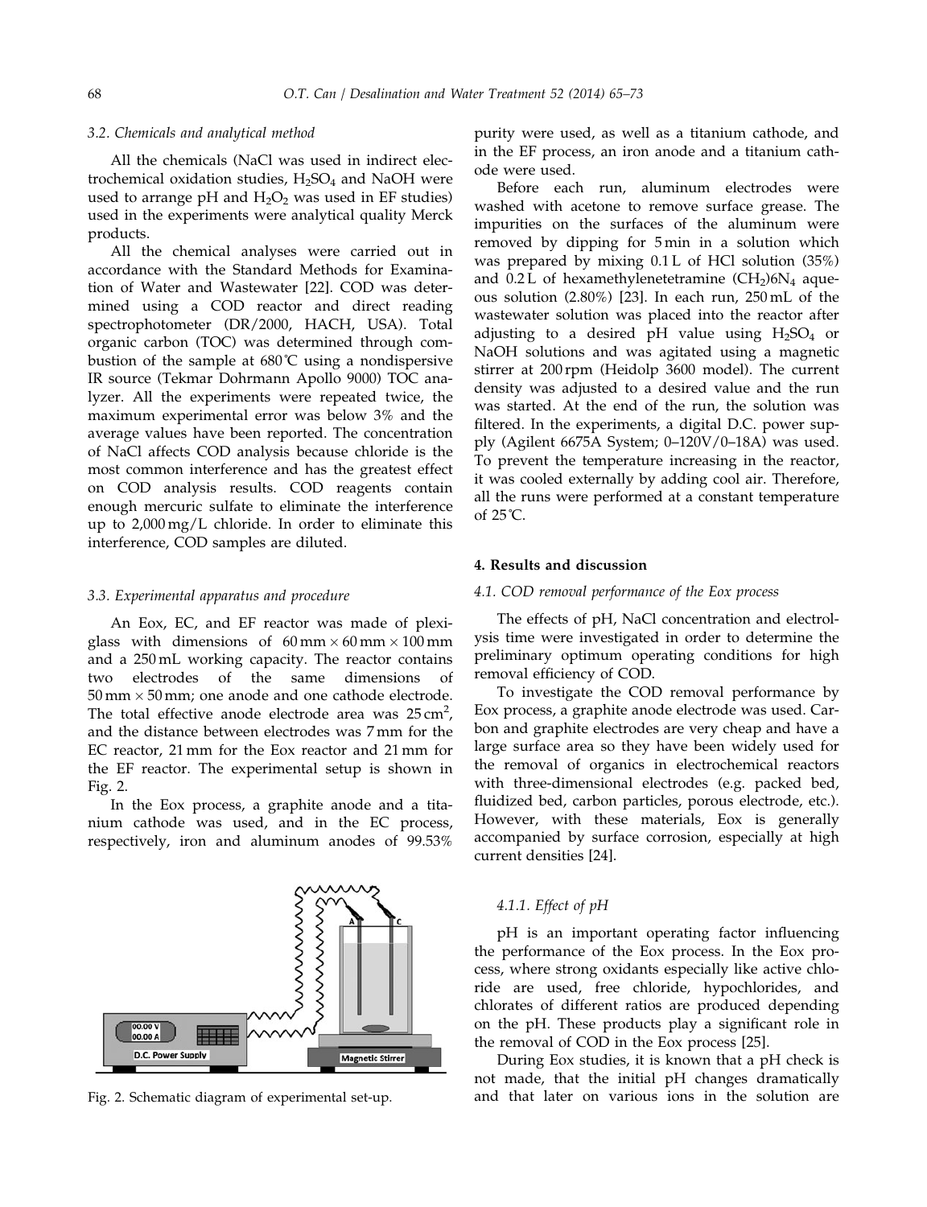### 3.2. Chemicals and analytical method

All the chemicals (NaCl was used in indirect electrochemical oxidation studies, $H_2SO_4$ and NaOH were used to arrange pH and $H_2O_2$ was used in EF studies) used in the experiments were analytical quality Merck products.

All the chemical analyses were carried out in accordance with the Standard Methods for Examination of Water and Wastewater [22]. COD was determined using a COD reactor and direct reading spectrophotometer (DR/2000, HACH, USA). Total organic carbon (TOC) was determined through combustion of the sample at 680˚C using a nondispersive IR source (Tekmar Dohrmann Apollo 9000) TOC analyzer. All the experiments were repeated twice, the maximum experimental error was below 3% and the average values have been reported. The concentration of NaCl affects COD analysis because chloride is the most common interference and has the greatest effect on COD analysis results. COD reagents contain enough mercuric sulfate to eliminate the interference up to 2,000 mg/L chloride. In order to eliminate this interference, COD samples are diluted.

### 3.3. Experimental apparatus and procedure

An Eox, EC, and EF reactor was made of plexiglass with dimensions of 60 mm × 60 mm × 100 mm and a 250 mL working capacity. The reactor contains two electrodes of the same dimensions of 50 mm × 50 mm; one anode and one cathode electrode. The total effective anode electrode area was 25 $cm^2$, and the distance between electrodes was 7 mm for the EC reactor, 21 mm for the Eox reactor and 21 mm for the EF reactor. The experimental setup is shown in Fig. 2.

In the Eox process, a graphite anode and a titanium cathode was used, and in the EC process, respectively, iron and aluminum anodes of 99.53% purity were used, as well as a titanium cathode, and in the EF process, an iron anode and a titanium cathode were used.

Fig. 2. Schematic diagram of experimental set-up.

Before each run, aluminum electrodes were washed with acetone to remove surface grease. The impurities on the surfaces of the aluminum were removed by dipping for 5 min in a solution which was prepared by mixing 0.1 L of HCl solution (35%) and 0.2 L of hexamethylenetetramine $(CH_2)_6N_4$ aqueous solution (2.80%) [23]. In each run, 250 mL of the wastewater solution was placed into the reactor after adjusting to a desired pH value using $H_2SO_4$ or NaOH solutions and was agitated using a magnetic stirrer at 200 rpm (Heidolp 3600 model). The current density was adjusted to a desired value and the run was started. At the end of the run, the solution was filtered. In the experiments, a digital D.C. power supply (Agilent 6675A System; 0–120V/0–18A) was used. To prevent the temperature increasing in the reactor, it was cooled externally by adding cool air. Therefore, all the runs were performed at a constant temperature of 25˚C.

## 4. Results and discussion

### 4.1. COD removal performance of the Eox process

The effects of pH, NaCl concentration and electrolysis time were investigated in order to determine the preliminary optimum operating conditions for high removal efficiency of COD.

To investigate the COD removal performance by Eox process, a graphite anode electrode was used. Carbon and graphite electrodes are very cheap and have a large surface area so they have been widely used for the removal of organics in electrochemical reactors with three-dimensional electrodes (e.g. packed bed, fluidized bed, carbon particles, porous electrode, etc.). However, with these materials, Eox is generally accompanied by surface corrosion, especially at high current densities [24].

#### 4.1.1. Effect of pH

pH is an important operating factor influencing the performance of the Eox process. In the Eox process, where strong oxidants especially like active chloride are used, free chloride, hypochlorides, and chlorates of different ratios are produced depending on the pH. These products play a significant role in the removal of COD in the Eox process [25].

During Eox studies, it is known that a pH check is not made, that the initial pH changes dramatically and that later on various ions in the solution are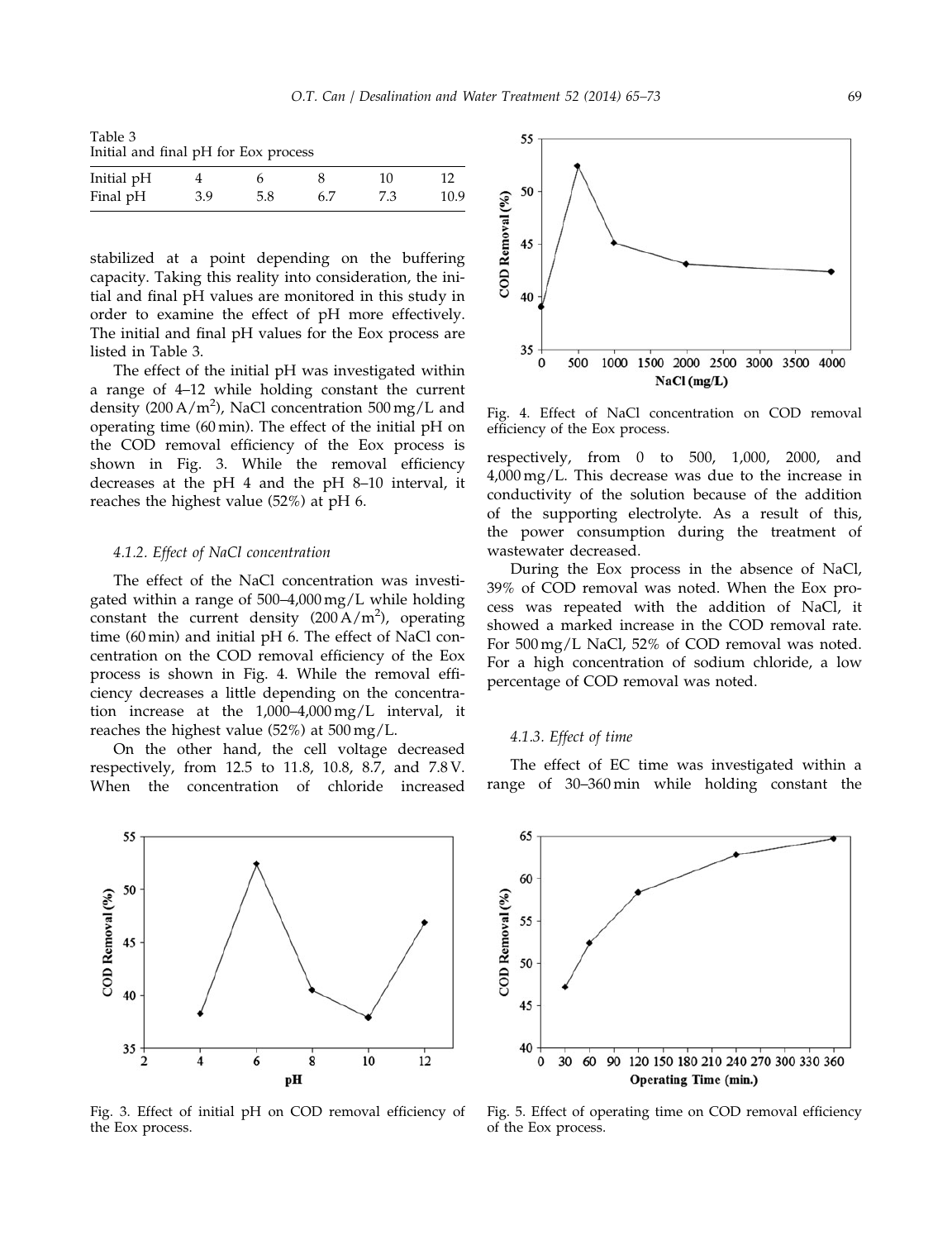Table 3
Initial and final pH for Eox process

| Initial pH | 4 | 6 | 8 | 10 | 12 |
|---|---|---|---|---|---|
| Final pH | 3.9 | 5.8 | 6.7 | 7.3 | 10.9 |

stabilized at a point depending on the buffering capacity. Taking this reality into consideration, the initial and final pH values are monitored in this study in order to examine the effect of pH more effectively. The initial and final pH values for the Eox process are listed in Table 3.

The effect of the initial pH was investigated within a range of 4–12 while holding constant the current density (200 $A/m^2$), NaCl concentration 500 mg/L and operating time (60 min). The effect of the initial pH on the COD removal efficiency of the Eox process is shown in Fig. 3. While the removal efficiency decreases at the pH 4 and the pH 8–10 interval, it reaches the highest value (52%) at pH 6.

#### 4.1.2. Effect of NaCl concentration

The effect of the NaCl concentration was investigated within a range of 500–4,000 mg/L while holding constant the current density (200 $A/m^2$), operating time (60 min) and initial pH 6. The effect of NaCl concentration on the COD removal efficiency of the Eox process is shown in Fig. 4. While the removal efficiency decreases a little depending on the concentration increase at the 1,000–4,000 mg/L interval, it reaches the highest value (52%) at 500 mg/L.

On the other hand, the cell voltage decreased respectively, from 12.5 to 11.8, 10.8, 8.7, and 7.8 V. When the concentration of chloride increased respectively, from 0 to 500, 1,000, 2000, and 4,000 mg/L. This decrease was due to the increase in conductivity of the solution because of the addition of the supporting electrolyte. As a result of this, the power consumption during the treatment of wastewater decreased.

During the Eox process in the absence of NaCl, 39% of COD removal was noted. When the Eox process was repeated with the addition of NaCl, it showed a marked increase in the COD removal rate. For 500 mg/L NaCl, 52% of COD removal was noted. For a high concentration of sodium chloride, a low percentage of COD removal was noted.

#### 4.1.3. Effect of time

The effect of EC time was investigated within a range of 30–360 min while holding constant the

Fig. 4. Effect of NaCl concentration on COD removal efficiency of the Eox process.

Fig. 3. Effect of initial pH on COD removal efficiency of the Eox process.

Fig. 5. Effect of operating time on COD removal efficiency of the Eox process.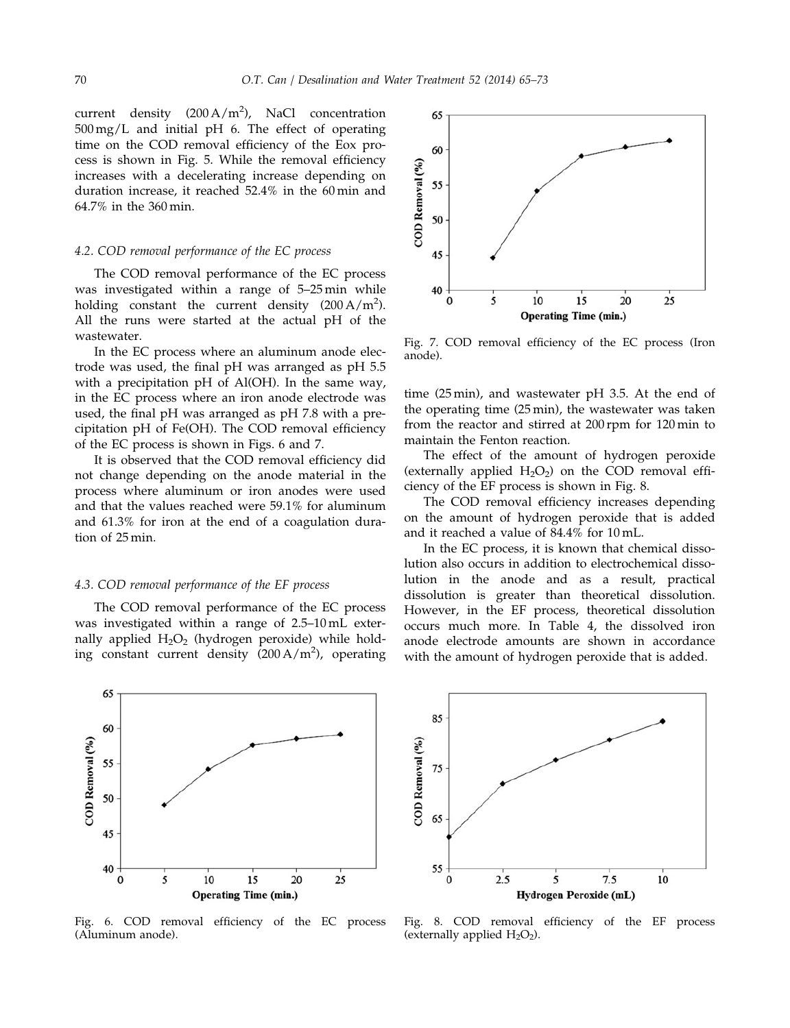current density ($200\,A/m^2$), NaCl concentration 500 mg/L and initial pH 6. The effect of operating time on the COD removal efficiency of the Eox process is shown in Fig. 5. While the removal efficiency increases with a decelerating increase depending on duration increase, it reached 52.4% in the 60 min and 64.7% in the 360 min.

### 4.2. COD removal performance of the EC process

The COD removal performance of the EC process was investigated within a range of 5–25 min while holding constant the current density ($200\,A/m^2$). All the runs were started at the actual pH of the wastewater.

In the EC process where an aluminum anode electrode was used, the final pH was arranged as pH 5.5 with a precipitation pH of Al(OH). In the same way, in the EC process where an iron anode electrode was used, the final pH was arranged as pH 7.8 with a precipitation pH of Fe(OH). The COD removal efficiency of the EC process is shown in Figs. 6 and 7.

It is observed that the COD removal efficiency did not change depending on the anode material in the process where aluminum or iron anodes were used and that the values reached were 59.1% for aluminum and 61.3% for iron at the end of a coagulation duration of 25 min.

Fig. 7. COD removal efficiency of the EC process (Iron anode).

Fig. 6. COD removal efficiency of the EC process (Aluminum anode).

### 4.3. COD removal performance of the EF process

The COD removal performance of the EC process was investigated within a range of 2.5–10 mL externally applied $H_2O_2$ (hydrogen peroxide) while holding constant current density ($200\,A/m^2$), operating time (25 min), and wastewater pH 3.5. At the end of the operating time (25 min), the wastewater was taken from the reactor and stirred at 200 rpm for 120 min to maintain the Fenton reaction.

The effect of the amount of hydrogen peroxide (externally applied $H_2O_2$) on the COD removal efficiency of the EF process is shown in Fig. 8.

The COD removal efficiency increases depending on the amount of hydrogen peroxide that is added and it reached a value of 84.4% for 10 mL.

In the EC process, it is known that chemical dissolution also occurs in addition to electrochemical dissolution in the anode and as a result, practical dissolution is greater than theoretical dissolution. However, in the EF process, theoretical dissolution occurs much more. In Table 4, the dissolved iron anode electrode amounts are shown in accordance with the amount of hydrogen peroxide that is added.

Fig. 8. COD removal efficiency of the EF process (externally applied $H_2O_2$).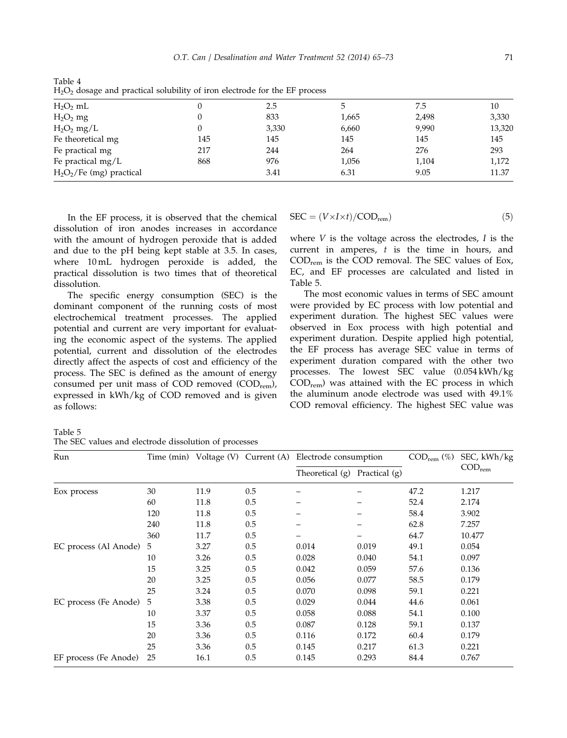Table 4
$H_2O_2$ dosage and practical solubility of iron electrode for the EF process

| | | | | | |
|---|---|---|---|---|---|
| $H_2O_2$ mL | 0 | 2.5 | 5 | 7.5 | 10 |
| $H_2O_2$ mg | 0 | 833 | 1,665 | 2,498 | 3,330 |
| $H_2O_2$ mg/L | 0 | 3,330 | 6,660 | 9,990 | 13,320 |
| Fe theoretical mg | 145 | 145 | 145 | 145 | 145 |
| Fe practical mg | 217 | 244 | 264 | 276 | 293 |
| Fe practical mg/L | 868 | 976 | 1,056 | 1,104 | 1,172 |
| $H_2O_2$/Fe (mg) practical | | 3.41 | 6.31 | 9.05 | 11.37 |

In the EF process, it is observed that the chemical dissolution of iron anodes increases in accordance with the amount of hydrogen peroxide that is added and due to the pH being kept stable at 3.5. In cases, where 10 mL hydrogen peroxide is added, the practical dissolution is two times that of theoretical dissolution.

The specific energy consumption (SEC) is the dominant component of the running costs of most electrochemical treatment processes. The applied potential and current are very important for evaluating the economic aspect of the systems. The applied potential, current and dissolution of the electrodes directly affect the aspects of cost and efficiency of the process. The SEC is defined as the amount of energy consumed per unit mass of COD removed ($COD_{rem}$), expressed in kWh/kg of COD removed and is given as follows:

$$SEC = (V \times I \times t)/COD_{rem} \tag{5}$$

where $V$ is the voltage across the electrodes, $I$ is the current in amperes, $t$ is the time in hours, and $COD_{rem}$ is the COD removal. The SEC values of Eox, EC, and EF processes are calculated and listed in Table 5.

The most economic values in terms of SEC amount were provided by EC process with low potential and experiment duration. The highest SEC values were observed in Eox process with high potential and experiment duration. Despite applied high potential, the EF process has average SEC value in terms of experiment duration compared with the other two processes. The lowest SEC value (0.054 kWh/kg $COD_{rem}$) was attained with the EC process in which the aluminum anode electrode was used with 49.1% COD removal efficiency. The highest SEC value was

Table 5
The SEC values and electrode dissolution of processes

| Run | Time (min) | Voltage (V) | Current (A) | Electrode consumption | | $COD_{rem}$ (%) | SEC, kWh/kg $COD_{rem}$ |
|---|---|---|---|---|---|---|---|
| | | | | Theoretical (g) | Practical (g) | | |
| Eox process | 30 | 11.9 | 0.5 | – | – | 47.2 | 1.217 |
| | 60 | 11.8 | 0.5 | – | – | 52.4 | 2.174 |
| | 120 | 11.8 | 0.5 | – | – | 58.4 | 3.902 |
| | 240 | 11.8 | 0.5 | – | – | 62.8 | 7.257 |
| | 360 | 11.7 | 0.5 | – | – | 64.7 | 10.477 |
| EC process (Al Anode) | 5 | 3.27 | 0.5 | 0.014 | 0.019 | 49.1 | 0.054 |
| | 10 | 3.26 | 0.5 | 0.028 | 0.040 | 54.1 | 0.097 |
| | 15 | 3.25 | 0.5 | 0.042 | 0.059 | 57.6 | 0.136 |
| | 20 | 3.25 | 0.5 | 0.056 | 0.077 | 58.5 | 0.179 |
| | 25 | 3.24 | 0.5 | 0.070 | 0.098 | 59.1 | 0.221 |
| EC process (Fe Anode) | 5 | 3.38 | 0.5 | 0.029 | 0.044 | 44.6 | 0.061 |
| | 10 | 3.37 | 0.5 | 0.058 | 0.088 | 54.1 | 0.100 |
| | 15 | 3.36 | 0.5 | 0.087 | 0.128 | 59.1 | 0.137 |
| | 20 | 3.36 | 0.5 | 0.116 | 0.172 | 60.4 | 0.179 |
| | 25 | 3.36 | 0.5 | 0.145 | 0.217 | 61.3 | 0.221 |
| EF process (Fe Anode) | 25 | 16.1 | 0.5 | 0.145 | 0.293 | 84.4 | 0.767 |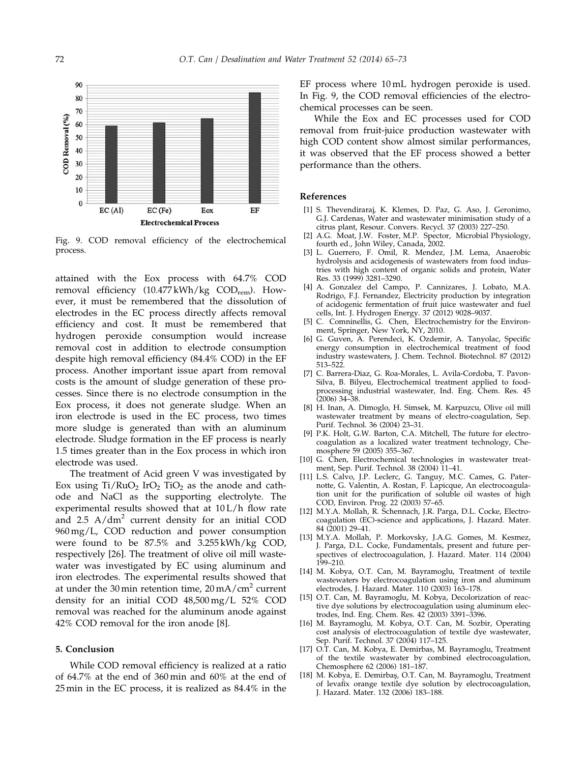Fig. 9. COD removal efficiency of the electrochemical process.

attained with the Eox process with 64.7% COD removal efficiency (10.477 kWh/kg $COD_{rem}$). However, it must be remembered that the dissolution of electrodes in the EC process directly affects removal efficiency and cost. It must be remembered that hydrogen peroxide consumption would increase removal cost in addition to electrode consumption despite high removal efficiency (84.4% COD) in the EF process. Another important issue apart from removal costs is the amount of sludge generation of these processes. Since there is no electrode consumption in the Eox process, it does not generate sludge. When an iron electrode is used in the EC process, two times more sludge is generated than with an aluminum electrode. Sludge formation in the EF process is nearly 1.5 times greater than in the Eox process in which iron electrode was used.

The treatment of Acid green V was investigated by Eox using Ti/$RuO_2$ $IrO_2$ $TiO_2$ as the anode and cathode and NaCl as the supporting electrolyte. The experimental results showed that at 10 L/h flow rate and 2.5 $A/dm^2$ current density for an initial COD 960 mg/L, COD reduction and power consumption were found to be 87.5% and 3.255 kWh/kg COD, respectively [26]. The treatment of olive oil mill wastewater was investigated by EC using aluminum and iron electrodes. The experimental results showed that at under the 30 min retention time, 20 $mA/cm^2$ current density for an initial COD 48,500 mg/L 52% COD removal was reached for the aluminum anode against 42% COD removal for the iron anode [8].

## 5. Conclusion

While COD removal efficiency is realized at a ratio of 64.7% at the end of 360 min and 60% at the end of 25 min in the EC process, it is realized as 84.4% in the EF process where 10 mL hydrogen peroxide is used. In Fig. 9, the COD removal efficiencies of the electrochemical processes can be seen.

While the Eox and EC processes used for COD removal from fruit-juice production wastewater with high COD content show almost similar performances, it was observed that the EF process showed a better performance than the others.

## References

[1] S. Thevendiraraj, K. Klemes, D. Paz, G. Aso, J. Geronimo, G.J. Cardenas, Water and wastewater minimisation study of a citrus plant, Resour. Convers. Recycl. 37 (2003) 227–250.

[2] A.G. Moat, J.W. Foster, M.P. Spector, Microbial Physiology, fourth ed., John Wiley, Canada, 2002.

[3] L. Guerrero, F. Omil, R. Mendez, J.M. Lema, Anaerobic hydrolysis and acidogenesis of wastewaters from food industries with high content of organic solids and protein, Water Res. 33 (1999) 3281–3290.

[4] A. Gonzalez del Campo, P. Cannizares, J. Lobato, M.A. Rodrigo, F.J. Fernandez, Electricity production by integration of acidogenic fermentation of fruit juice wastewater and fuel cells, Int. J. Hydrogen Energy. 37 (2012) 9028–9037.

[5] C. Comninellis, G. Chen, Electrochemistry for the Environment, Springer, New York, NY, 2010.

[6] G. Guven, A. Perendeci, K. Ozdemir, A. Tanyolac, Specific energy consumption in electrochemical treatment of food industry wastewaters, J. Chem. Technol. Biotechnol. 87 (2012) 513–522.

[7] C. Barrera-Diaz, G. Roa-Morales, L. Avila-Cordoba, T. Pavon-Silva, B. Bilyeu, Electrochemical treatment applied to food-processing industrial wastewater, Ind. Eng. Chem. Res. 45 (2006) 34–38.

[8] H. Inan, A. Dimoglo, H. Simsek, M. Karpuzcu, Olive oil mill wastewater treatment by means of electro-coagulation, Sep. Purif. Technol. 36 (2004) 23–31.

[9] P.K. Holt, G.W. Barton, C.A. Mitchell, The future for electrocoagulation as a localized water treatment technology, Chemosphere 59 (2005) 355–367.

[10] G. Chen, Electrochemical technologies in wastewater treatment, Sep. Purif. Technol. 38 (2004) 11–41.

[11] L.S. Calvo, J.P. Leclerc, G. Tanguy, M.C. Cames, G. Paternotte, G. Valentin, A. Rostan, F. Lapicque, An electrocoagulation unit for the purification of soluble oil wastes of high COD, Environ. Prog. 22 (2003) 57–65.

[12] M.Y.A. Mollah, R. Schennach, J.R. Parga, D.L. Cocke, Electrocoagulation (EC)-science and applications, J. Hazard. Mater. 84 (2001) 29–41.

[13] M.Y.A. Mollah, P. Morkovsky, J.A.G. Gomes, M. Kesmez, J. Parga, D.L. Cocke, Fundamentals, present and future perspectives of electrocoagulation, J. Hazard. Mater. 114 (2004) 199–210.

[14] M. Kobya, O.T. Can, M. Bayramoglu, Treatment of textile wastewaters by electrocoagulation using iron and aluminum electrodes, J. Hazard. Mater. 110 (2003) 163–178.

[15] O.T. Can, M. Bayramoglu, M. Kobya, Decolorization of reactive dye solutions by electrocoagulation using aluminum electrodes, Ind. Eng. Chem. Res. 42 (2003) 3391–3396.

[16] M. Bayramoglu, M. Kobya, O.T. Can, M. Sozbir, Operating cost analysis of electrocoagulation of textile dye wastewater, Sep. Purif. Technol. 37 (2004) 117–125.

[17] O.T. Can, M. Kobya, E. Demirbas, M. Bayramoglu, Treatment of the textile wastewater by combined electrocoagulation, Chemosphere 62 (2006) 181–187.

[18] M. Kobya, E. Demirbaş, O.T. Can, M. Bayramoglu, Treatment of levafix orange textile dye solution by electrocoagulation, J. Hazard. Mater. 132 (2006) 183–188.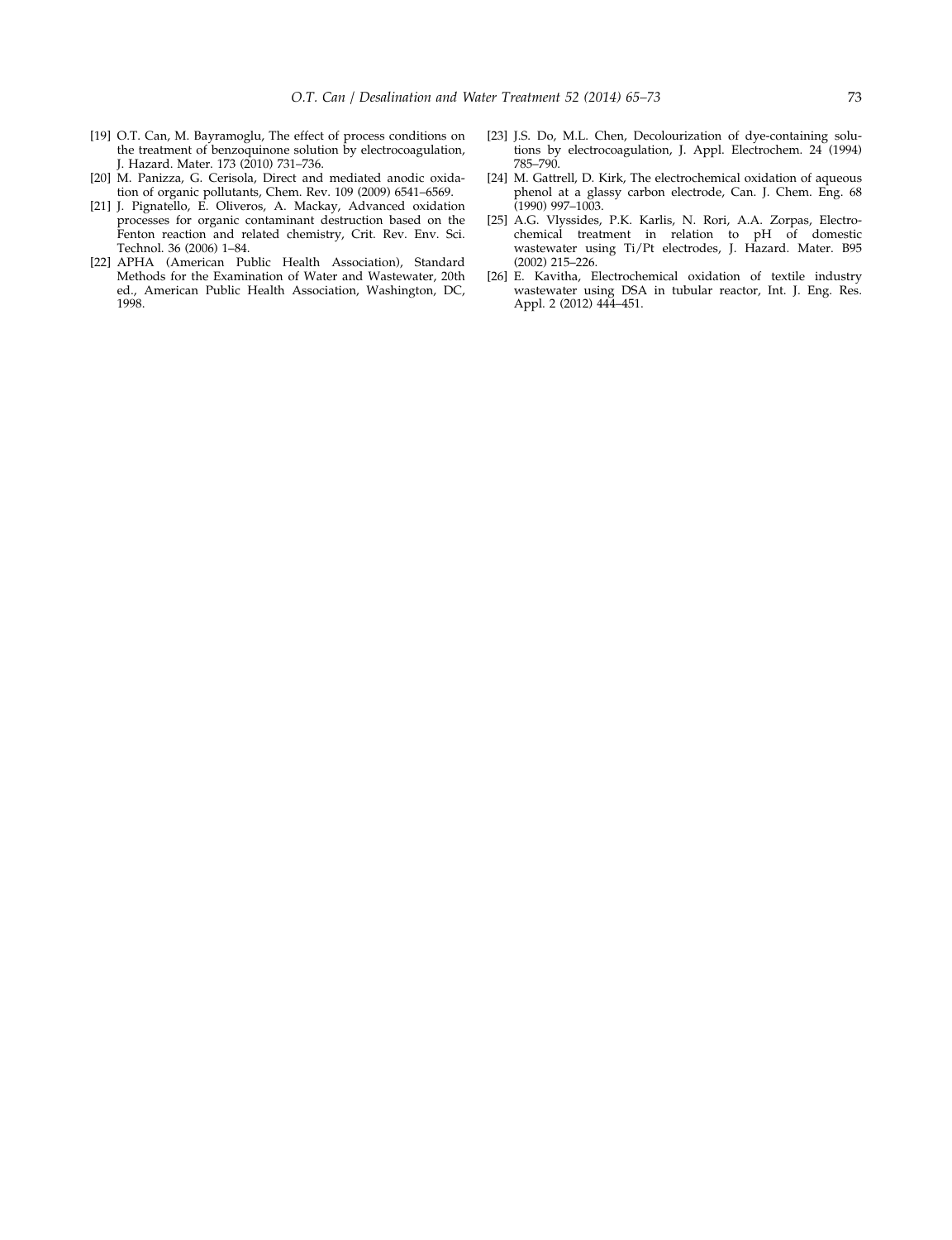[19] O.T. Can, M. Bayramoglu, The effect of process conditions on the treatment of benzoquinone solution by electrocoagulation, J. Hazard. Mater. 173 (2010) 731–736.

[20] M. Panizza, G. Cerisola, Direct and mediated anodic oxidation of organic pollutants, Chem. Rev. 109 (2009) 6541–6569.

[21] J. Pignatello, E. Oliveros, A. Mackay, Advanced oxidation processes for organic contaminant destruction based on the Fenton reaction and related chemistry, Crit. Rev. Env. Sci. Technol. 36 (2006) 1–84.

[22] APHA (American Public Health Association), Standard Methods for the Examination of Water and Wastewater, 20th ed., American Public Health Association, Washington, DC, 1998.

[23] J.S. Do, M.L. Chen, Decolourization of dye-containing solutions by electrocoagulation, J. Appl. Electrochem. 24 (1994) 785–790.

[24] M. Gattrell, D. Kirk, The electrochemical oxidation of aqueous phenol at a glassy carbon electrode, Can. J. Chem. Eng. 68 (1990) 997–1003.

[25] A.G. Vlyssides, P.K. Karlis, N. Rori, A.A. Zorpas, Electrochemical treatment in relation to pH of domestic wastewater using Ti/Pt electrodes, J. Hazard. Mater. B95 (2002) 215–226.

[26] E. Kavitha, Electrochemical oxidation of textile industry wastewater using DSA in tubular reactor, Int. J. Eng. Res. Appl. 2 (2012) 444–451.